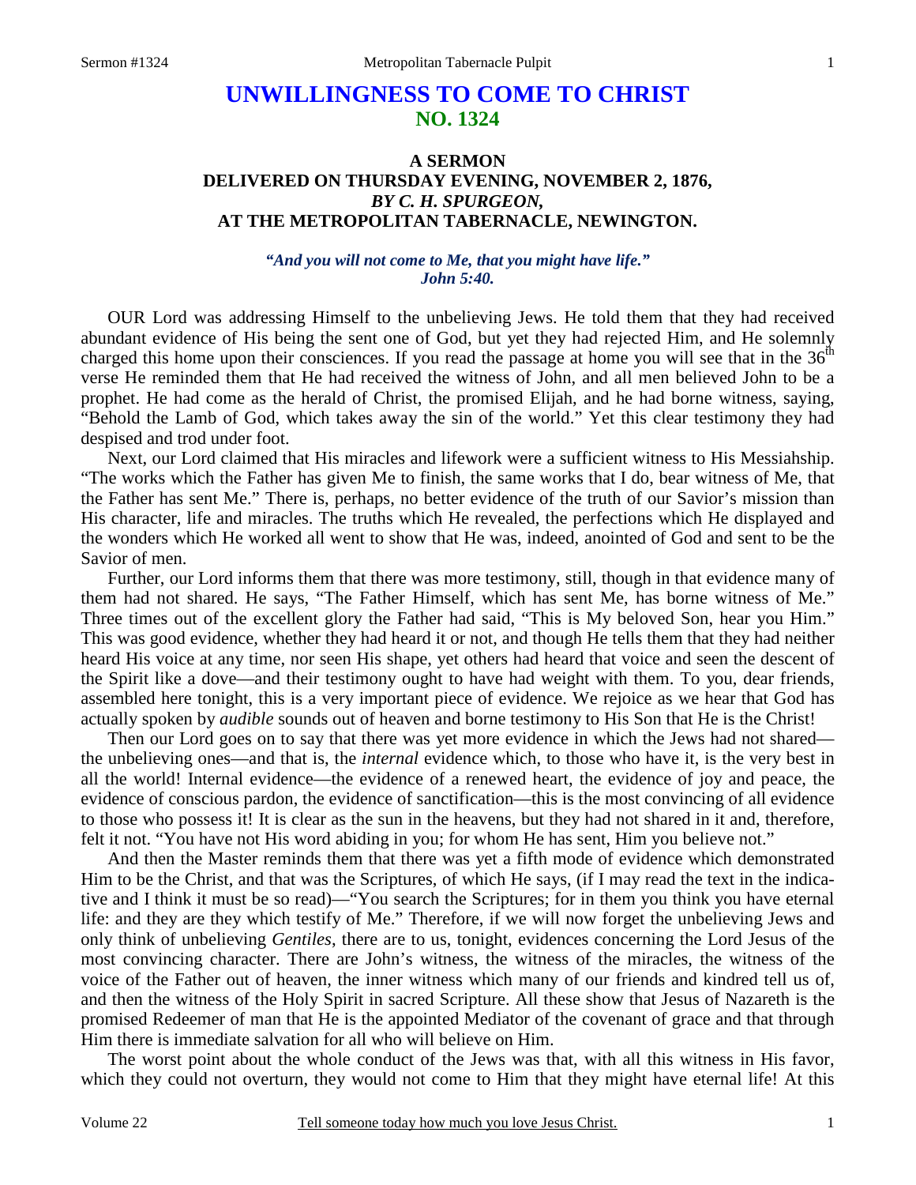# UNWILLINGNESS TO COME TO CHRIST
## NO. 1324

### A SERMON
### DELIVERED ON THURSDAY EVENING, NOVEMBER 2, 1876,
### *BY C. H. SPURGEON,*
### AT THE METROPOLITAN TABERNACLE, NEWINGTON.

***"And you will not come to Me, that you might have life." John 5:40.***

OUR Lord was addressing Himself to the unbelieving Jews. He told them that they had received abundant evidence of His being the sent one of God, but yet they had rejected Him, and He solemnly charged this home upon their consciences. If you read the passage at home you will see that in the 36th verse He reminded them that He had received the witness of John, and all men believed John to be a prophet. He had come as the herald of Christ, the promised Elijah, and he had borne witness, saying, "Behold the Lamb of God, which takes away the sin of the world." Yet this clear testimony they had despised and trod under foot.

Next, our Lord claimed that His miracles and lifework were a sufficient witness to His Messiahship. "The works which the Father has given Me to finish, the same works that I do, bear witness of Me, that the Father has sent Me." There is, perhaps, no better evidence of the truth of our Savior's mission than His character, life and miracles. The truths which He revealed, the perfections which He displayed and the wonders which He worked all went to show that He was, indeed, anointed of God and sent to be the Savior of men.

Further, our Lord informs them that there was more testimony, still, though in that evidence many of them had not shared. He says, "The Father Himself, which has sent Me, has borne witness of Me." Three times out of the excellent glory the Father had said, "This is My beloved Son, hear you Him." This was good evidence, whether they had heard it or not, and though He tells them that they had neither heard His voice at any time, nor seen His shape, yet others had heard that voice and seen the descent of the Spirit like a dove—and their testimony ought to have had weight with them. To you, dear friends, assembled here tonight, this is a very important piece of evidence. We rejoice as we hear that God has actually spoken by *audible* sounds out of heaven and borne testimony to His Son that He is the Christ!

Then our Lord goes on to say that there was yet more evidence in which the Jews had not shared—the unbelieving ones—and that is, the *internal* evidence which, to those who have it, is the very best in all the world! Internal evidence—the evidence of a renewed heart, the evidence of joy and peace, the evidence of conscious pardon, the evidence of sanctification—this is the most convincing of all evidence to those who possess it! It is clear as the sun in the heavens, but they had not shared in it and, therefore, felt it not. "You have not His word abiding in you; for whom He has sent, Him you believe not."

And then the Master reminds them that there was yet a fifth mode of evidence which demonstrated Him to be the Christ, and that was the Scriptures, of which He says, (if I may read the text in the indicative and I think it must be so read)—"You search the Scriptures; for in them you think you have eternal life: and they are they which testify of Me." Therefore, if we will now forget the unbelieving Jews and only think of unbelieving *Gentiles*, there are to us, tonight, evidences concerning the Lord Jesus of the most convincing character. There are John's witness, the witness of the miracles, the witness of the voice of the Father out of heaven, the inner witness which many of our friends and kindred tell us of, and then the witness of the Holy Spirit in sacred Scripture. All these show that Jesus of Nazareth is the promised Redeemer of man that He is the appointed Mediator of the covenant of grace and that through Him there is immediate salvation for all who will believe on Him.

The worst point about the whole conduct of the Jews was that, with all this witness in His favor, which they could not overturn, they would not come to Him that they might have eternal life! At this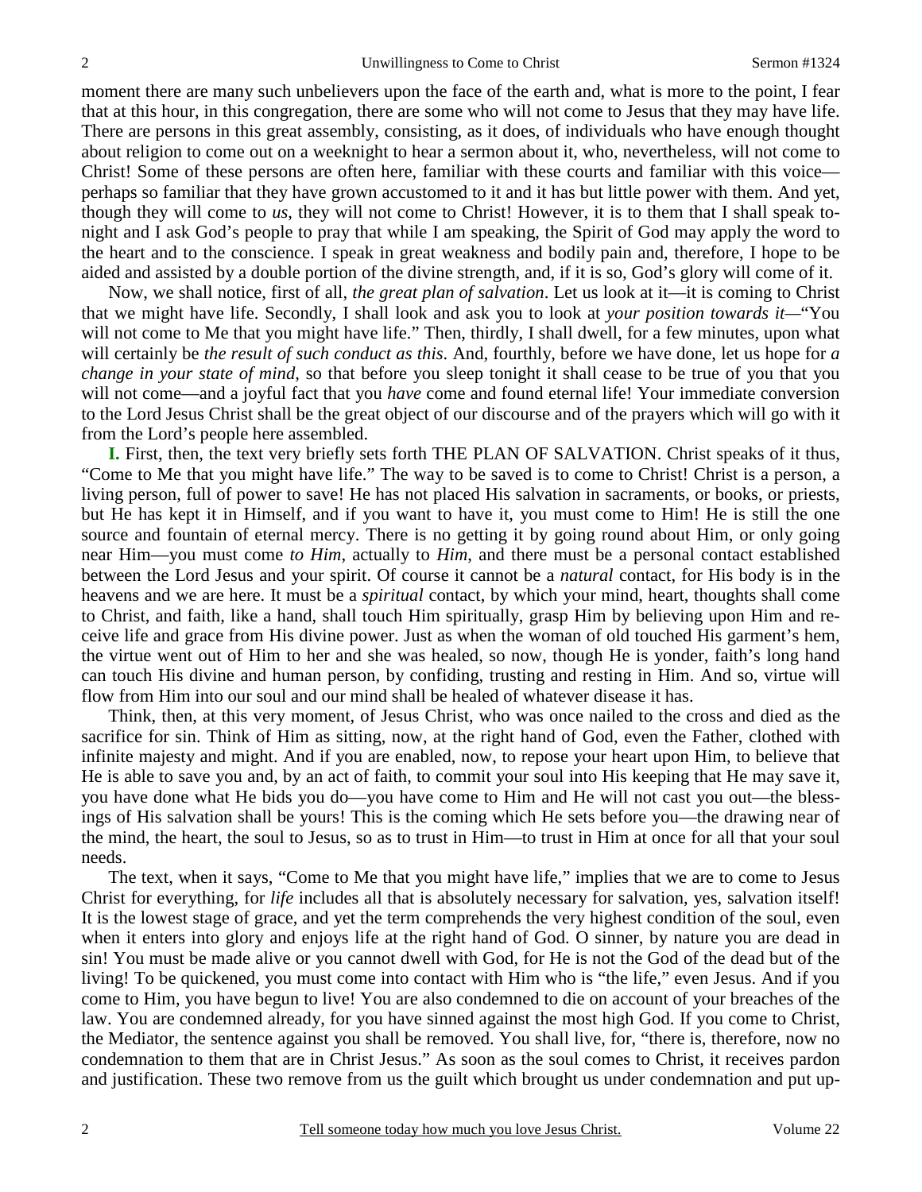moment there are many such unbelievers upon the face of the earth and, what is more to the point, I fear that at this hour, in this congregation, there are some who will not come to Jesus that they may have life. There are persons in this great assembly, consisting, as it does, of individuals who have enough thought about religion to come out on a weeknight to hear a sermon about it, who, nevertheless, will not come to Christ! Some of these persons are often here, familiar with these courts and familiar with this voice—perhaps so familiar that they have grown accustomed to it and it has but little power with them. And yet, though they will come to *us*, they will not come to Christ! However, it is to them that I shall speak tonight and I ask God's people to pray that while I am speaking, the Spirit of God may apply the word to the heart and to the conscience. I speak in great weakness and bodily pain and, therefore, I hope to be aided and assisted by a double portion of the divine strength, and, if it is so, God's glory will come of it.

Now, we shall notice, first of all, *the great plan of salvation*. Let us look at it—it is coming to Christ that we might have life. Secondly, I shall look and ask you to look at *your position towards it*—"You will not come to Me that you might have life." Then, thirdly, I shall dwell, for a few minutes, upon what will certainly be *the result of such conduct as this*. And, fourthly, before we have done, let us hope for *a change in your state of mind*, so that before you sleep tonight it shall cease to be true of you that you will not come—and a joyful fact that you *have* come and found eternal life! Your immediate conversion to the Lord Jesus Christ shall be the great object of our discourse and of the prayers which will go with it from the Lord's people here assembled.

**I.** First, then, the text very briefly sets forth THE PLAN OF SALVATION. Christ speaks of it thus, "Come to Me that you might have life." The way to be saved is to come to Christ! Christ is a person, a living person, full of power to save! He has not placed His salvation in sacraments, or books, or priests, but He has kept it in Himself, and if you want to have it, you must come to Him! He is still the one source and fountain of eternal mercy. There is no getting it by going round about Him, or only going near Him—you must come *to Him*, actually to *Him*, and there must be a personal contact established between the Lord Jesus and your spirit. Of course it cannot be a *natural* contact, for His body is in the heavens and we are here. It must be a *spiritual* contact, by which your mind, heart, thoughts shall come to Christ, and faith, like a hand, shall touch Him spiritually, grasp Him by believing upon Him and receive life and grace from His divine power. Just as when the woman of old touched His garment's hem, the virtue went out of Him to her and she was healed, so now, though He is yonder, faith's long hand can touch His divine and human person, by confiding, trusting and resting in Him. And so, virtue will flow from Him into our soul and our mind shall be healed of whatever disease it has.

Think, then, at this very moment, of Jesus Christ, who was once nailed to the cross and died as the sacrifice for sin. Think of Him as sitting, now, at the right hand of God, even the Father, clothed with infinite majesty and might. And if you are enabled, now, to repose your heart upon Him, to believe that He is able to save you and, by an act of faith, to commit your soul into His keeping that He may save it, you have done what He bids you do—you have come to Him and He will not cast you out—the blessings of His salvation shall be yours! This is the coming which He sets before you—the drawing near of the mind, the heart, the soul to Jesus, so as to trust in Him—to trust in Him at once for all that your soul needs.

The text, when it says, "Come to Me that you might have life," implies that we are to come to Jesus Christ for everything, for *life* includes all that is absolutely necessary for salvation, yes, salvation itself! It is the lowest stage of grace, and yet the term comprehends the very highest condition of the soul, even when it enters into glory and enjoys life at the right hand of God. O sinner, by nature you are dead in sin! You must be made alive or you cannot dwell with God, for He is not the God of the dead but of the living! To be quickened, you must come into contact with Him who is "the life," even Jesus. And if you come to Him, you have begun to live! You are also condemned to die on account of your breaches of the law. You are condemned already, for you have sinned against the most high God. If you come to Christ, the Mediator, the sentence against you shall be removed. You shall live, for, "there is, therefore, now no condemnation to them that are in Christ Jesus." As soon as the soul comes to Christ, it receives pardon and justification. These two remove from us the guilt which brought us under condemnation and put up-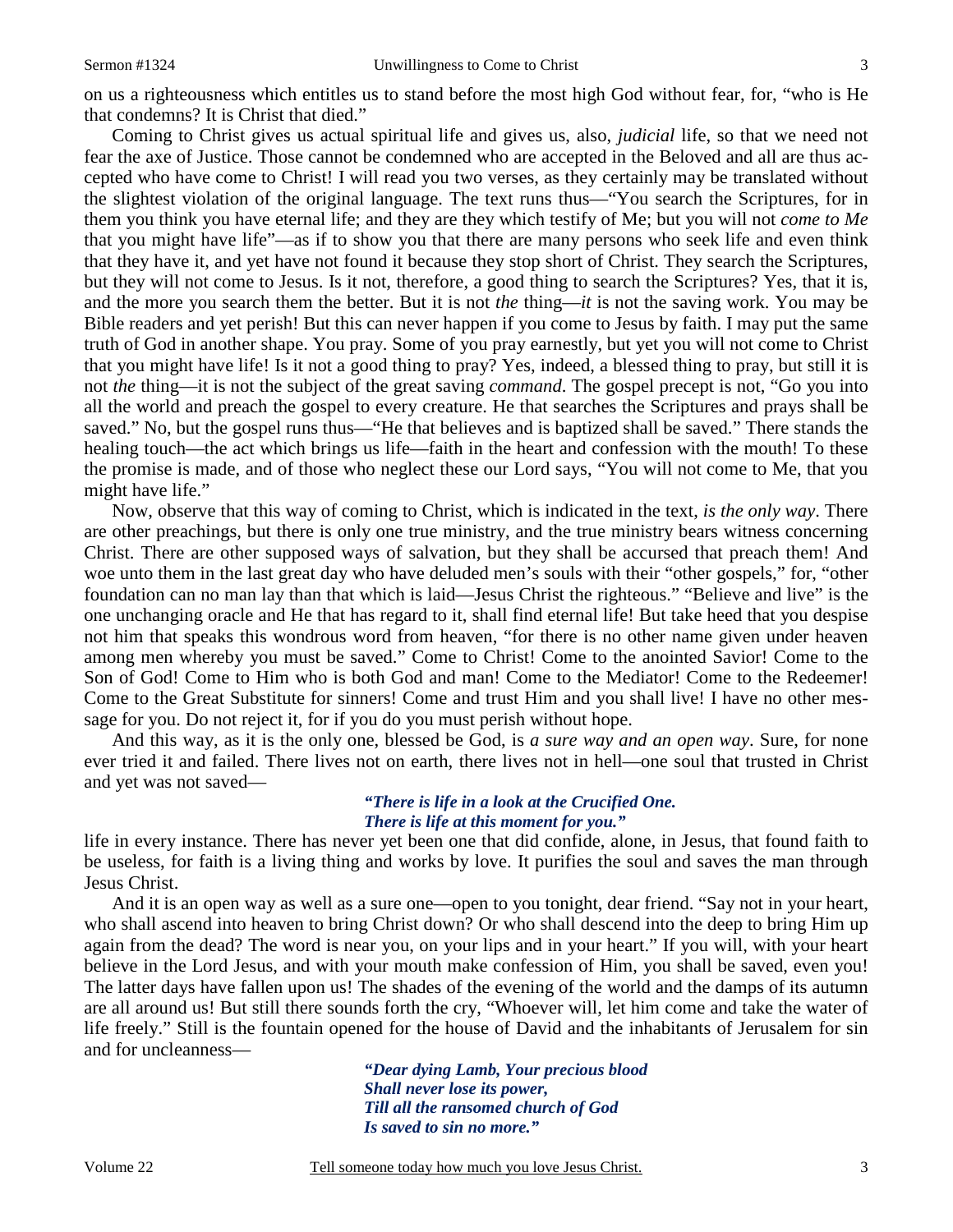on us a righteousness which entitles us to stand before the most high God without fear, for, "who is He that condemns? It is Christ that died."

Coming to Christ gives us actual spiritual life and gives us, also, *judicial* life, so that we need not fear the axe of Justice. Those cannot be condemned who are accepted in the Beloved and all are thus accepted who have come to Christ! I will read you two verses, as they certainly may be translated without the slightest violation of the original language. The text runs thus—"You search the Scriptures, for in them you think you have eternal life; and they are they which testify of Me; but you will not *come to Me* that you might have life"—as if to show you that there are many persons who seek life and even think that they have it, and yet have not found it because they stop short of Christ. They search the Scriptures, but they will not come to Jesus. Is it not, therefore, a good thing to search the Scriptures? Yes, that it is, and the more you search them the better. But it is not *the* thing—*it* is not the saving work. You may be Bible readers and yet perish! But this can never happen if you come to Jesus by faith. I may put the same truth of God in another shape. You pray. Some of you pray earnestly, but yet you will not come to Christ that you might have life! Is it not a good thing to pray? Yes, indeed, a blessed thing to pray, but still it is not *the* thing—it is not the subject of the great saving *command*. The gospel precept is not, "Go you into all the world and preach the gospel to every creature. He that searches the Scriptures and prays shall be saved." No, but the gospel runs thus—"He that believes and is baptized shall be saved." There stands the healing touch—the act which brings us life—faith in the heart and confession with the mouth! To these the promise is made, and of those who neglect these our Lord says, "You will not come to Me, that you might have life."

Now, observe that this way of coming to Christ, which is indicated in the text, *is the only way*. There are other preachings, but there is only one true ministry, and the true ministry bears witness concerning Christ. There are other supposed ways of salvation, but they shall be accursed that preach them! And woe unto them in the last great day who have deluded men's souls with their "other gospels," for, "other foundation can no man lay than that which is laid—Jesus Christ the righteous." "Believe and live" is the one unchanging oracle and He that has regard to it, shall find eternal life! But take heed that you despise not him that speaks this wondrous word from heaven, "for there is no other name given under heaven among men whereby you must be saved." Come to Christ! Come to the anointed Savior! Come to the Son of God! Come to Him who is both God and man! Come to the Mediator! Come to the Redeemer! Come to the Great Substitute for sinners! Come and trust Him and you shall live! I have no other message for you. Do not reject it, for if you do you must perish without hope.

And this way, as it is the only one, blessed be God, is *a sure way and an open way*. Sure, for none ever tried it and failed. There lives not on earth, there lives not in hell—one soul that trusted in Christ and yet was not saved—

> ***"There is life in a look at the Crucified One.***
> ***There is life at this moment for you."***

life in every instance. There has never yet been one that did confide, alone, in Jesus, that found faith to be useless, for faith is a living thing and works by love. It purifies the soul and saves the man through Jesus Christ.

And it is an open way as well as a sure one—open to you tonight, dear friend. "Say not in your heart, who shall ascend into heaven to bring Christ down? Or who shall descend into the deep to bring Him up again from the dead? The word is near you, on your lips and in your heart." If you will, with your heart believe in the Lord Jesus, and with your mouth make confession of Him, you shall be saved, even you! The latter days have fallen upon us! The shades of the evening of the world and the damps of its autumn are all around us! But still there sounds forth the cry, "Whoever will, let him come and take the water of life freely." Still is the fountain opened for the house of David and the inhabitants of Jerusalem for sin and for uncleanness—

> ***"Dear dying Lamb, Your precious blood***
> ***Shall never lose its power,***
> ***Till all the ransomed church of God***
> ***Is saved to sin no more."***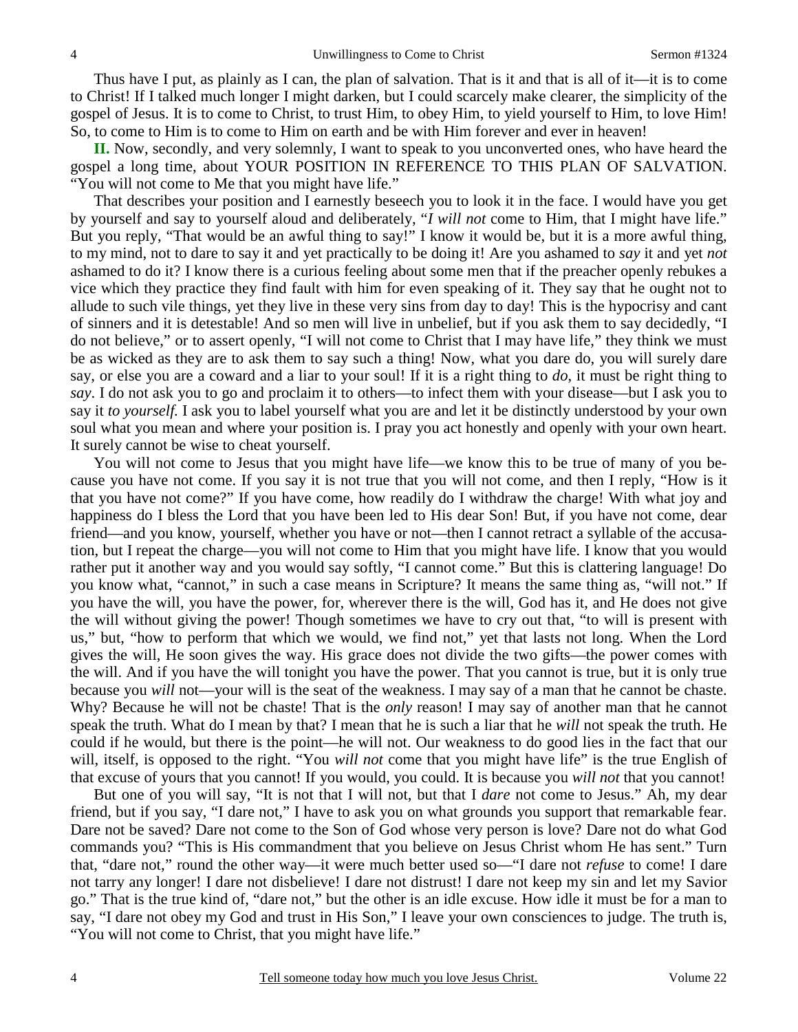Thus have I put, as plainly as I can, the plan of salvation. That is it and that is all of it—it is to come to Christ! If I talked much longer I might darken, but I could scarcely make clearer, the simplicity of the gospel of Jesus. It is to come to Christ, to trust Him, to obey Him, to yield yourself to Him, to love Him! So, to come to Him is to come to Him on earth and be with Him forever and ever in heaven!

**II.** Now, secondly, and very solemnly, I want to speak to you unconverted ones, who have heard the gospel a long time, about YOUR POSITION IN REFERENCE TO THIS PLAN OF SALVATION. "You will not come to Me that you might have life."

That describes your position and I earnestly beseech you to look it in the face. I would have you get by yourself and say to yourself aloud and deliberately, "*I will not* come to Him, that I might have life." But you reply, "That would be an awful thing to say!" I know it would be, but it is a more awful thing, to my mind, not to dare to say it and yet practically to be doing it! Are you ashamed to *say* it and yet *not* ashamed to do it? I know there is a curious feeling about some men that if the preacher openly rebukes a vice which they practice they find fault with him for even speaking of it. They say that he ought not to allude to such vile things, yet they live in these very sins from day to day! This is the hypocrisy and cant of sinners and it is detestable! And so men will live in unbelief, but if you ask them to say decidedly, "I do not believe," or to assert openly, "I will not come to Christ that I may have life," they think we must be as wicked as they are to ask them to say such a thing! Now, what you dare do, you will surely dare say, or else you are a coward and a liar to your soul! If it is a right thing to *do*, it must be right thing to *say*. I do not ask you to go and proclaim it to others—to infect them with your disease—but I ask you to say it *to yourself.* I ask you to label yourself what you are and let it be distinctly understood by your own soul what you mean and where your position is. I pray you act honestly and openly with your own heart. It surely cannot be wise to cheat yourself.

You will not come to Jesus that you might have life—we know this to be true of many of you because you have not come. If you say it is not true that you will not come, and then I reply, "How is it that you have not come?" If you have come, how readily do I withdraw the charge! With what joy and happiness do I bless the Lord that you have been led to His dear Son! But, if you have not come, dear friend—and you know, yourself, whether you have or not—then I cannot retract a syllable of the accusation, but I repeat the charge—you will not come to Him that you might have life. I know that you would rather put it another way and you would say softly, "I cannot come." But this is clattering language! Do you know what, "cannot," in such a case means in Scripture? It means the same thing as, "will not." If you have the will, you have the power, for, wherever there is the will, God has it, and He does not give the will without giving the power! Though sometimes we have to cry out that, "to will is present with us," but, "how to perform that which we would, we find not," yet that lasts not long. When the Lord gives the will, He soon gives the way. His grace does not divide the two gifts—the power comes with the will. And if you have the will tonight you have the power. That you cannot is true, but it is only true because you *will* not—your will is the seat of the weakness. I may say of a man that he cannot be chaste. Why? Because he will not be chaste! That is the *only* reason! I may say of another man that he cannot speak the truth. What do I mean by that? I mean that he is such a liar that he *will* not speak the truth. He could if he would, but there is the point—he will not. Our weakness to do good lies in the fact that our will, itself, is opposed to the right. "You *will not* come that you might have life" is the true English of that excuse of yours that you cannot! If you would, you could. It is because you *will not* that you cannot!

But one of you will say, "It is not that I will not, but that I *dare* not come to Jesus." Ah, my dear friend, but if you say, "I dare not," I have to ask you on what grounds you support that remarkable fear. Dare not be saved? Dare not come to the Son of God whose very person is love? Dare not do what God commands you? "This is His commandment that you believe on Jesus Christ whom He has sent." Turn that, "dare not," round the other way—it were much better used so—"I dare not *refuse* to come! I dare not tarry any longer! I dare not disbelieve! I dare not distrust! I dare not keep my sin and let my Savior go." That is the true kind of, "dare not," but the other is an idle excuse. How idle it must be for a man to say, "I dare not obey my God and trust in His Son," I leave your own consciences to judge. The truth is, "You will not come to Christ, that you might have life."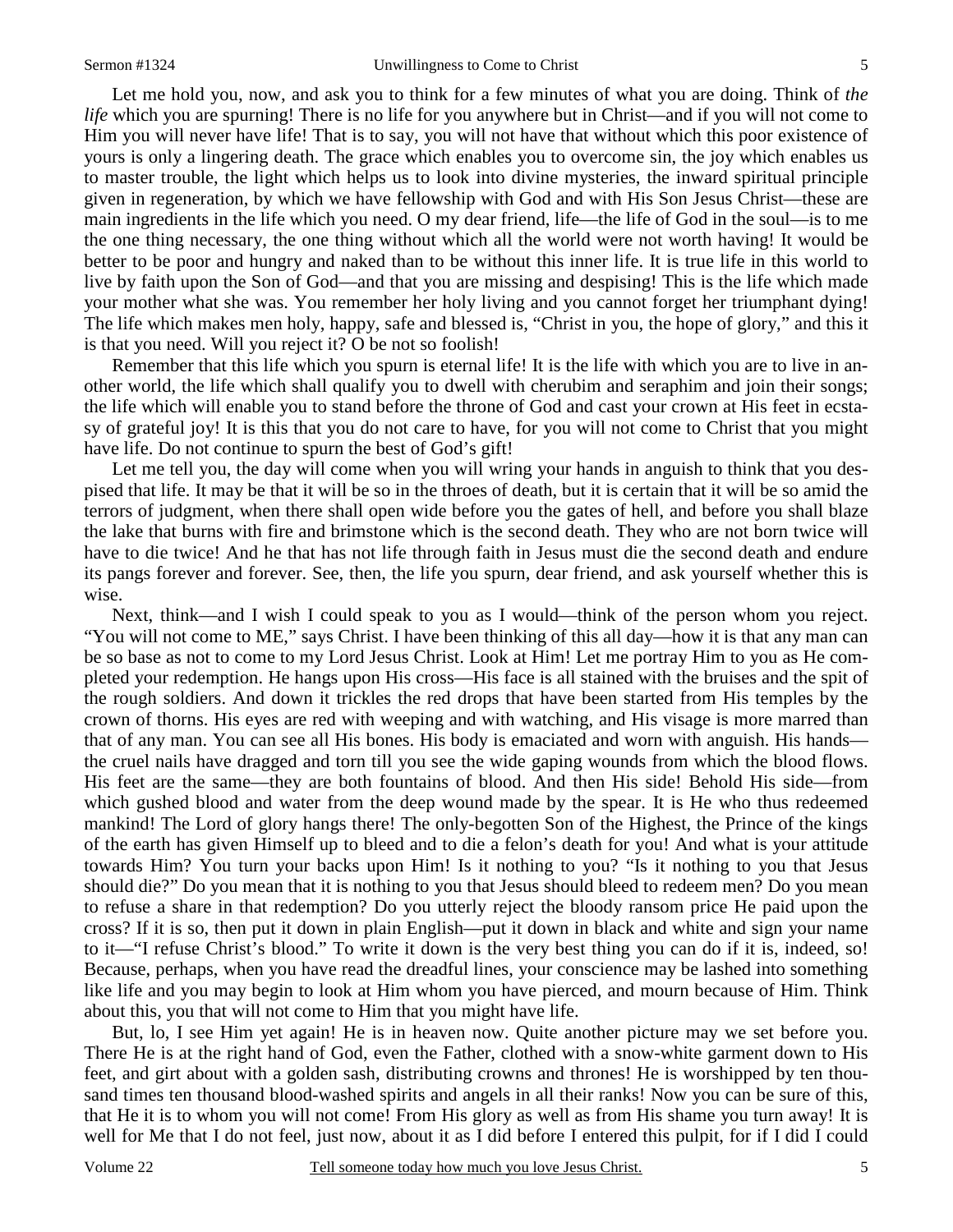Let me hold you, now, and ask you to think for a few minutes of what you are doing. Think of *the life* which you are spurning! There is no life for you anywhere but in Christ—and if you will not come to Him you will never have life! That is to say, you will not have that without which this poor existence of yours is only a lingering death. The grace which enables you to overcome sin, the joy which enables us to master trouble, the light which helps us to look into divine mysteries, the inward spiritual principle given in regeneration, by which we have fellowship with God and with His Son Jesus Christ—these are main ingredients in the life which you need. O my dear friend, life—the life of God in the soul—is to me the one thing necessary, the one thing without which all the world were not worth having! It would be better to be poor and hungry and naked than to be without this inner life. It is true life in this world to live by faith upon the Son of God—and that you are missing and despising! This is the life which made your mother what she was. You remember her holy living and you cannot forget her triumphant dying! The life which makes men holy, happy, safe and blessed is, "Christ in you, the hope of glory," and this it is that you need. Will you reject it? O be not so foolish!

Remember that this life which you spurn is eternal life! It is the life with which you are to live in another world, the life which shall qualify you to dwell with cherubim and seraphim and join their songs; the life which will enable you to stand before the throne of God and cast your crown at His feet in ecstasy of grateful joy! It is this that you do not care to have, for you will not come to Christ that you might have life. Do not continue to spurn the best of God's gift!

Let me tell you, the day will come when you will wring your hands in anguish to think that you despised that life. It may be that it will be so in the throes of death, but it is certain that it will be so amid the terrors of judgment, when there shall open wide before you the gates of hell, and before you shall blaze the lake that burns with fire and brimstone which is the second death. They who are not born twice will have to die twice! And he that has not life through faith in Jesus must die the second death and endure its pangs forever and forever. See, then, the life you spurn, dear friend, and ask yourself whether this is wise.

Next, think—and I wish I could speak to you as I would—think of the person whom you reject. "You will not come to ME," says Christ. I have been thinking of this all day—how it is that any man can be so base as not to come to my Lord Jesus Christ. Look at Him! Let me portray Him to you as He completed your redemption. He hangs upon His cross—His face is all stained with the bruises and the spit of the rough soldiers. And down it trickles the red drops that have been started from His temples by the crown of thorns. His eyes are red with weeping and with watching, and His visage is more marred than that of any man. You can see all His bones. His body is emaciated and worn with anguish. His hands—the cruel nails have dragged and torn till you see the wide gaping wounds from which the blood flows. His feet are the same—they are both fountains of blood. And then His side! Behold His side—from which gushed blood and water from the deep wound made by the spear. It is He who thus redeemed mankind! The Lord of glory hangs there! The only-begotten Son of the Highest, the Prince of the kings of the earth has given Himself up to bleed and to die a felon's death for you! And what is your attitude towards Him? You turn your backs upon Him! Is it nothing to you? "Is it nothing to you that Jesus should die?" Do you mean that it is nothing to you that Jesus should bleed to redeem men? Do you mean to refuse a share in that redemption? Do you utterly reject the bloody ransom price He paid upon the cross? If it is so, then put it down in plain English—put it down in black and white and sign your name to it—"I refuse Christ's blood." To write it down is the very best thing you can do if it is, indeed, so! Because, perhaps, when you have read the dreadful lines, your conscience may be lashed into something like life and you may begin to look at Him whom you have pierced, and mourn because of Him. Think about this, you that will not come to Him that you might have life.

But, lo, I see Him yet again! He is in heaven now. Quite another picture may we set before you. There He is at the right hand of God, even the Father, clothed with a snow-white garment down to His feet, and girt about with a golden sash, distributing crowns and thrones! He is worshipped by ten thousand times ten thousand blood-washed spirits and angels in all their ranks! Now you can be sure of this, that He it is to whom you will not come! From His glory as well as from His shame you turn away! It is well for Me that I do not feel, just now, about it as I did before I entered this pulpit, for if I did I could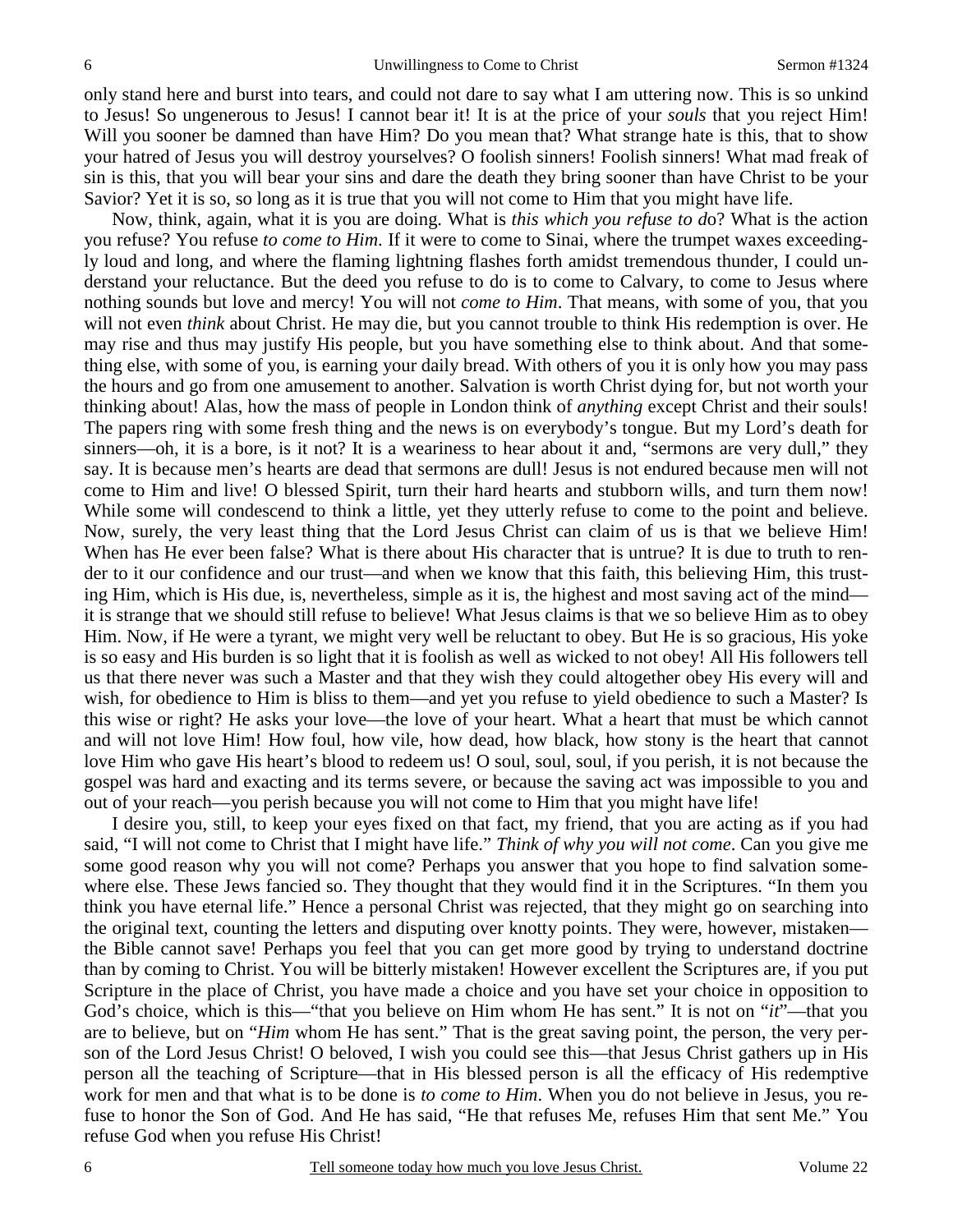only stand here and burst into tears, and could not dare to say what I am uttering now. This is so unkind to Jesus! So ungenerous to Jesus! I cannot bear it! It is at the price of your *souls* that you reject Him! Will you sooner be damned than have Him? Do you mean that? What strange hate is this, that to show your hatred of Jesus you will destroy yourselves? O foolish sinners! Foolish sinners! What mad freak of sin is this, that you will bear your sins and dare the death they bring sooner than have Christ to be your Savior? Yet it is so, so long as it is true that you will not come to Him that you might have life.

Now, think, again, what it is you are doing. What is *this which you refuse to do*? What is the action you refuse? You refuse *to come to Him*. If it were to come to Sinai, where the trumpet waxes exceedingly loud and long, and where the flaming lightning flashes forth amidst tremendous thunder, I could understand your reluctance. But the deed you refuse to do is to come to Calvary, to come to Jesus where nothing sounds but love and mercy! You will not *come to Him*. That means, with some of you, that you will not even *think* about Christ. He may die, but you cannot trouble to think His redemption is over. He may rise and thus may justify His people, but you have something else to think about. And that something else, with some of you, is earning your daily bread. With others of you it is only how you may pass the hours and go from one amusement to another. Salvation is worth Christ dying for, but not worth your thinking about! Alas, how the mass of people in London think of *anything* except Christ and their souls! The papers ring with some fresh thing and the news is on everybody's tongue. But my Lord's death for sinners—oh, it is a bore, is it not? It is a weariness to hear about it and, "sermons are very dull," they say. It is because men's hearts are dead that sermons are dull! Jesus is not endured because men will not come to Him and live! O blessed Spirit, turn their hard hearts and stubborn wills, and turn them now! While some will condescend to think a little, yet they utterly refuse to come to the point and believe. Now, surely, the very least thing that the Lord Jesus Christ can claim of us is that we believe Him! When has He ever been false? What is there about His character that is untrue? It is due to truth to render to it our confidence and our trust—and when we know that this faith, this believing Him, this trusting Him, which is His due, is, nevertheless, simple as it is, the highest and most saving act of the mind—it is strange that we should still refuse to believe! What Jesus claims is that we so believe Him as to obey Him. Now, if He were a tyrant, we might very well be reluctant to obey. But He is so gracious, His yoke is so easy and His burden is so light that it is foolish as well as wicked to not obey! All His followers tell us that there never was such a Master and that they wish they could altogether obey His every will and wish, for obedience to Him is bliss to them—and yet you refuse to yield obedience to such a Master? Is this wise or right? He asks your love—the love of your heart. What a heart that must be which cannot and will not love Him! How foul, how vile, how dead, how black, how stony is the heart that cannot love Him who gave His heart's blood to redeem us! O soul, soul, soul, if you perish, it is not because the gospel was hard and exacting and its terms severe, or because the saving act was impossible to you and out of your reach—you perish because you will not come to Him that you might have life!

I desire you, still, to keep your eyes fixed on that fact, my friend, that you are acting as if you had said, "I will not come to Christ that I might have life." *Think of why you will not come*. Can you give me some good reason why you will not come? Perhaps you answer that you hope to find salvation somewhere else. These Jews fancied so. They thought that they would find it in the Scriptures. "In them you think you have eternal life." Hence a personal Christ was rejected, that they might go on searching into the original text, counting the letters and disputing over knotty points. They were, however, mistaken—the Bible cannot save! Perhaps you feel that you can get more good by trying to understand doctrine than by coming to Christ. You will be bitterly mistaken! However excellent the Scriptures are, if you put Scripture in the place of Christ, you have made a choice and you have set your choice in opposition to God's choice, which is this—"that you believe on Him whom He has sent." It is not on "*it*"—that you are to believe, but on "*Him* whom He has sent." That is the great saving point, the person, the very person of the Lord Jesus Christ! O beloved, I wish you could see this—that Jesus Christ gathers up in His person all the teaching of Scripture—that in His blessed person is all the efficacy of His redemptive work for men and that what is to be done is *to come to Him*. When you do not believe in Jesus, you refuse to honor the Son of God. And He has said, "He that refuses Me, refuses Him that sent Me." You refuse God when you refuse His Christ!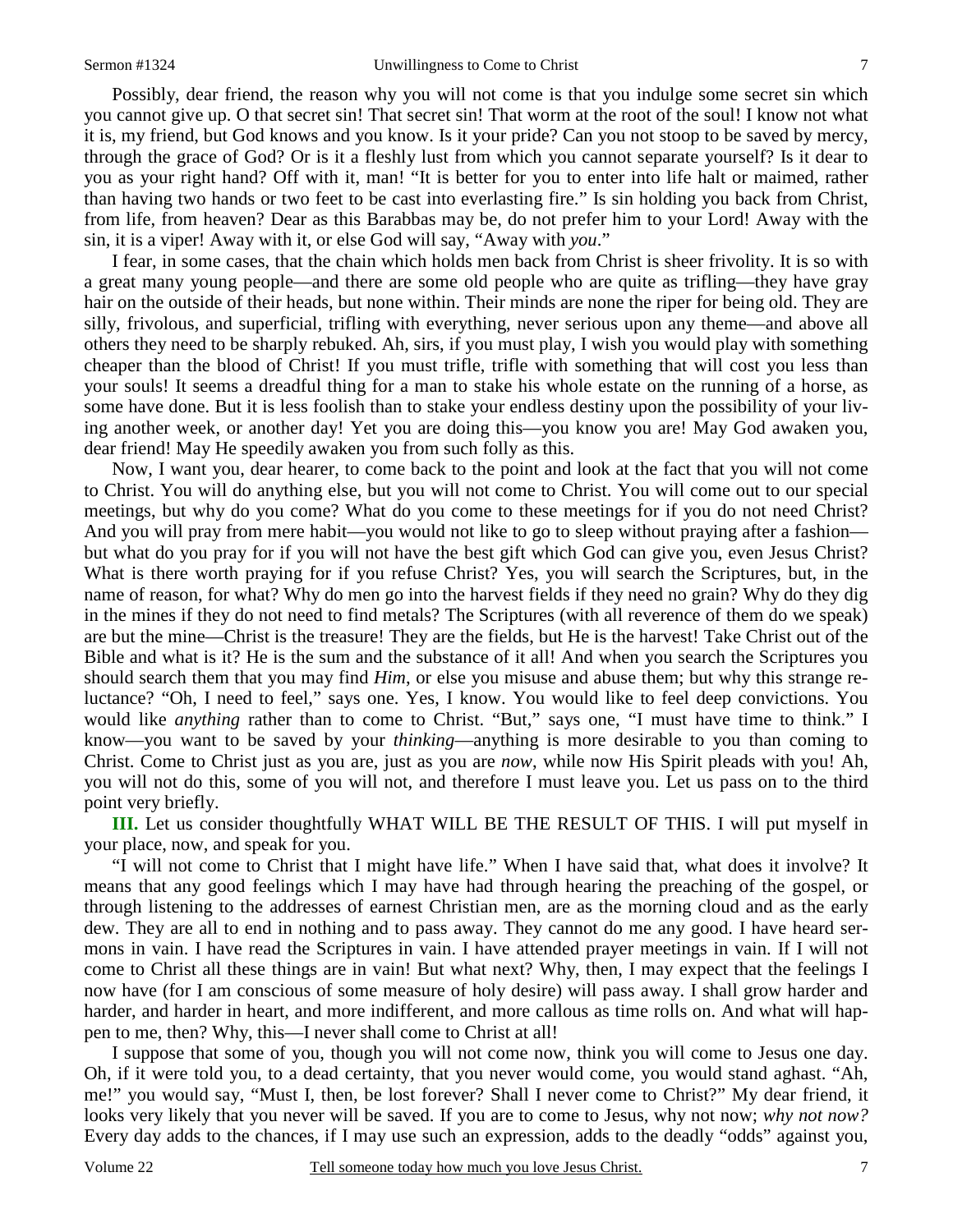Possibly, dear friend, the reason why you will not come is that you indulge some secret sin which you cannot give up. O that secret sin! That secret sin! That worm at the root of the soul! I know not what it is, my friend, but God knows and you know. Is it your pride? Can you not stoop to be saved by mercy, through the grace of God? Or is it a fleshly lust from which you cannot separate yourself? Is it dear to you as your right hand? Off with it, man! "It is better for you to enter into life halt or maimed, rather than having two hands or two feet to be cast into everlasting fire." Is sin holding you back from Christ, from life, from heaven? Dear as this Barabbas may be, do not prefer him to your Lord! Away with the sin, it is a viper! Away with it, or else God will say, "Away with *you*."

I fear, in some cases, that the chain which holds men back from Christ is sheer frivolity. It is so with a great many young people—and there are some old people who are quite as trifling—they have gray hair on the outside of their heads, but none within. Their minds are none the riper for being old. They are silly, frivolous, and superficial, trifling with everything, never serious upon any theme—and above all others they need to be sharply rebuked. Ah, sirs, if you must play, I wish you would play with something cheaper than the blood of Christ! If you must trifle, trifle with something that will cost you less than your souls! It seems a dreadful thing for a man to stake his whole estate on the running of a horse, as some have done. But it is less foolish than to stake your endless destiny upon the possibility of your living another week, or another day! Yet you are doing this—you know you are! May God awaken you, dear friend! May He speedily awaken you from such folly as this.

Now, I want you, dear hearer, to come back to the point and look at the fact that you will not come to Christ. You will do anything else, but you will not come to Christ. You will come out to our special meetings, but why do you come? What do you come to these meetings for if you do not need Christ? And you will pray from mere habit—you would not like to go to sleep without praying after a fashion—but what do you pray for if you will not have the best gift which God can give you, even Jesus Christ? What is there worth praying for if you refuse Christ? Yes, you will search the Scriptures, but, in the name of reason, for what? Why do men go into the harvest fields if they need no grain? Why do they dig in the mines if they do not need to find metals? The Scriptures (with all reverence of them do we speak) are but the mine—Christ is the treasure! They are the fields, but He is the harvest! Take Christ out of the Bible and what is it? He is the sum and the substance of it all! And when you search the Scriptures you should search them that you may find *Him*, or else you misuse and abuse them; but why this strange reluctance? "Oh, I need to feel," says one. Yes, I know. You would like to feel deep convictions. You would like *anything* rather than to come to Christ. "But," says one, "I must have time to think." I know—you want to be saved by your *thinking*—anything is more desirable to you than coming to Christ. Come to Christ just as you are, just as you are *now*, while now His Spirit pleads with you! Ah, you will not do this, some of you will not, and therefore I must leave you. Let us pass on to the third point very briefly.

**III.** Let us consider thoughtfully WHAT WILL BE THE RESULT OF THIS. I will put myself in your place, now, and speak for you.

"I will not come to Christ that I might have life." When I have said that, what does it involve? It means that any good feelings which I may have had through hearing the preaching of the gospel, or through listening to the addresses of earnest Christian men, are as the morning cloud and as the early dew. They are all to end in nothing and to pass away. They cannot do me any good. I have heard sermons in vain. I have read the Scriptures in vain. I have attended prayer meetings in vain. If I will not come to Christ all these things are in vain! But what next? Why, then, I may expect that the feelings I now have (for I am conscious of some measure of holy desire) will pass away. I shall grow harder and harder, and harder in heart, and more indifferent, and more callous as time rolls on. And what will happen to me, then? Why, this—I never shall come to Christ at all!

I suppose that some of you, though you will not come now, think you will come to Jesus one day. Oh, if it were told you, to a dead certainty, that you never would come, you would stand aghast. "Ah, me!" you would say, "Must I, then, be lost forever? Shall I never come to Christ?" My dear friend, it looks very likely that you never will be saved. If you are to come to Jesus, why not now; *why not now?* Every day adds to the chances, if I may use such an expression, adds to the deadly "odds" against you,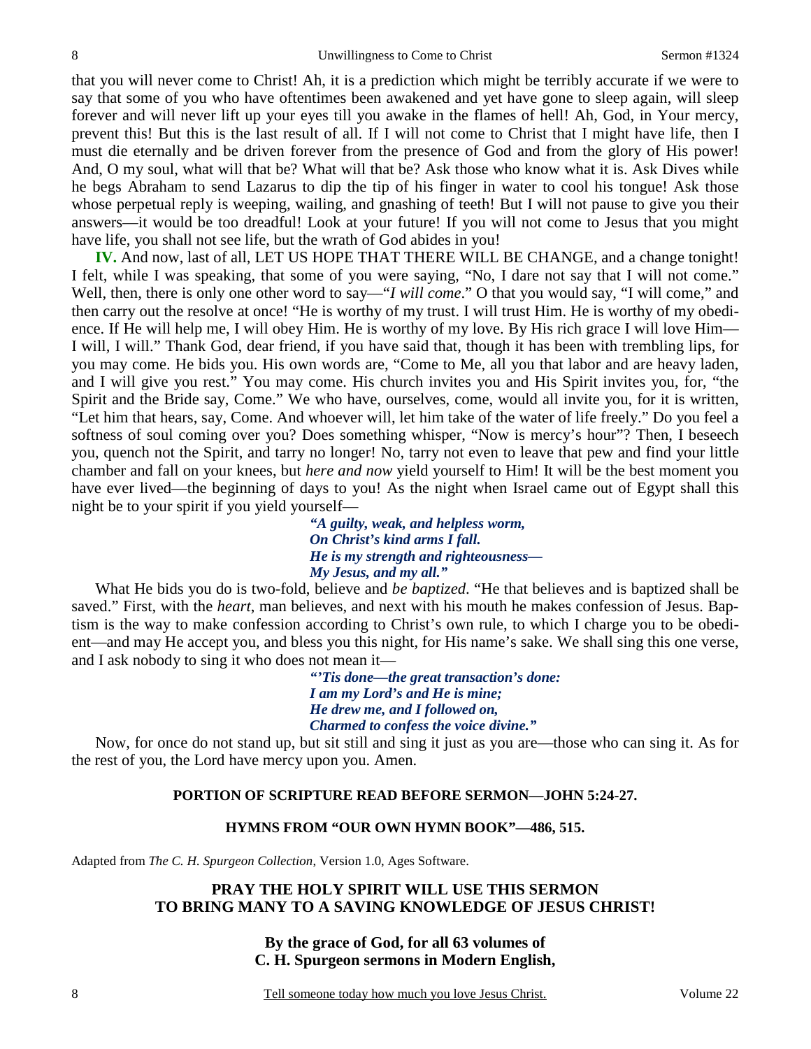that you will never come to Christ! Ah, it is a prediction which might be terribly accurate if we were to say that some of you who have oftentimes been awakened and yet have gone to sleep again, will sleep forever and will never lift up your eyes till you awake in the flames of hell! Ah, God, in Your mercy, prevent this! But this is the last result of all. If I will not come to Christ that I might have life, then I must die eternally and be driven forever from the presence of God and from the glory of His power! And, O my soul, what will that be? What will that be? Ask those who know what it is. Ask Dives while he begs Abraham to send Lazarus to dip the tip of his finger in water to cool his tongue! Ask those whose perpetual reply is weeping, wailing, and gnashing of teeth! But I will not pause to give you their answers—it would be too dreadful! Look at your future! If you will not come to Jesus that you might have life, you shall not see life, but the wrath of God abides in you!

**IV.** And now, last of all, LET US HOPE THAT THERE WILL BE CHANGE, and a change tonight! I felt, while I was speaking, that some of you were saying, "No, I dare not say that I will not come." Well, then, there is only one other word to say—"*I will come*." O that you would say, "I will come," and then carry out the resolve at once! "He is worthy of my trust. I will trust Him. He is worthy of my obedience. If He will help me, I will obey Him. He is worthy of my love. By His rich grace I will love Him—I will, I will." Thank God, dear friend, if you have said that, though it has been with trembling lips, for you may come. He bids you. His own words are, "Come to Me, all you that labor and are heavy laden, and I will give you rest." You may come. His church invites you and His Spirit invites you, for, "the Spirit and the Bride say, Come." We who have, ourselves, come, would all invite you, for it is written, "Let him that hears, say, Come. And whoever will, let him take of the water of life freely." Do you feel a softness of soul coming over you? Does something whisper, "Now is mercy's hour"? Then, I beseech you, quench not the Spirit, and tarry no longer! No, tarry not even to leave that pew and find your little chamber and fall on your knees, but *here and now* yield yourself to Him! It will be the best moment you have ever lived—the beginning of days to you! As the night when Israel came out of Egypt shall this night be to your spirit if you yield yourself—

> ***"A guilty, weak, and helpless worm,***
> ***On Christ's kind arms I fall.***
> ***He is my strength and righteousness—***
> ***My Jesus, and my all."***

What He bids you do is two-fold, believe and *be baptized*. "He that believes and is baptized shall be saved." First, with the *heart*, man believes, and next with his mouth he makes confession of Jesus. Baptism is the way to make confession according to Christ's own rule, to which I charge you to be obedient—and may He accept you, and bless you this night, for His name's sake. We shall sing this one verse, and I ask nobody to sing it who does not mean it—

> ***"'Tis done—the great transaction's done:***
> ***I am my Lord's and He is mine;***
> ***He drew me, and I followed on,***
> ***Charmed to confess the voice divine."***

Now, for once do not stand up, but sit still and sing it just as you are—those who can sing it. As for the rest of you, the Lord have mercy upon you. Amen.

**PORTION OF SCRIPTURE READ BEFORE SERMON—JOHN 5:24-27.**

**HYMNS FROM "OUR OWN HYMN BOOK"—486, 515.**

Adapted from *The C. H. Spurgeon Collection*, Version 1.0, Ages Software.

**PRAY THE HOLY SPIRIT WILL USE THIS SERMON TO BRING MANY TO A SAVING KNOWLEDGE OF JESUS CHRIST!**

**By the grace of God, for all 63 volumes of C. H. Spurgeon sermons in Modern English,**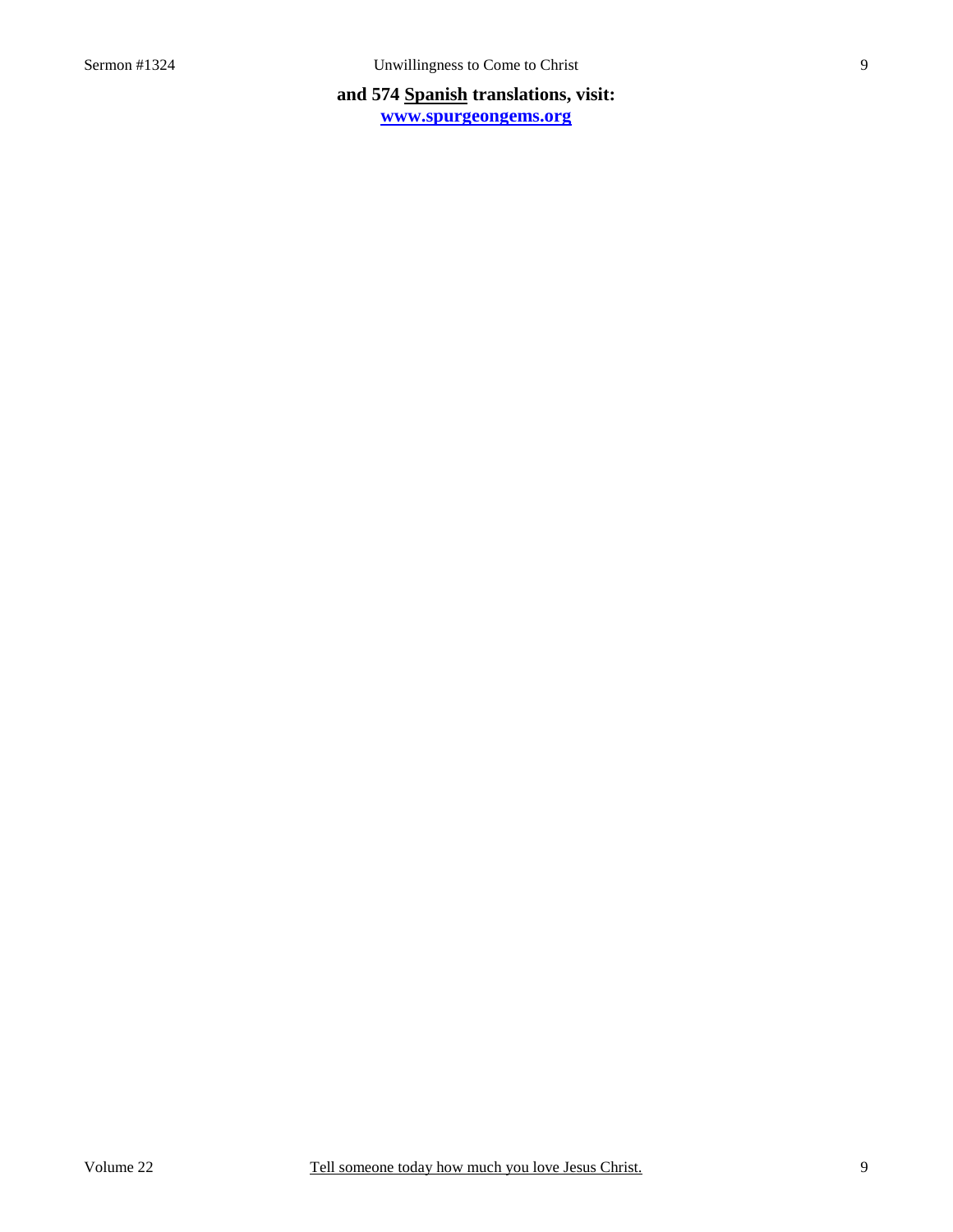**and 574 Spanish translations, visit:**
**www.spurgeongems.org**